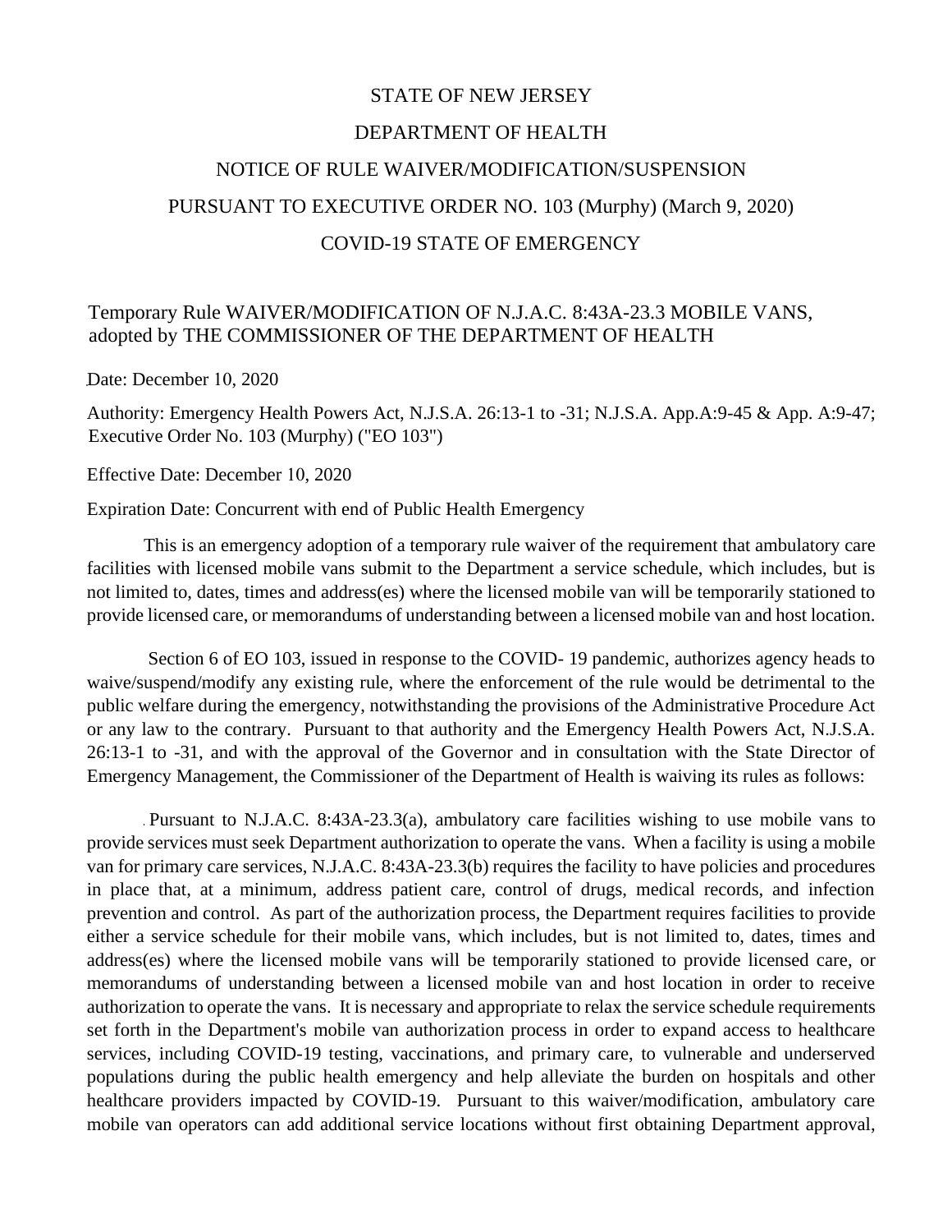STATE OF NEW JERSEY

DEPARTMENT OF HEALTH

NOTICE OF RULE WAIVER/MODIFICATION/SUSPENSION

PURSUANT TO EXECUTIVE ORDER NO. 103 (Murphy) (March 9, 2020)

COVID-19 STATE OF EMERGENCY

Temporary Rule WAIVER/MODIFICATION OF N.J.A.C. 8:43A-23.3 MOBILE VANS, adopted by THE COMMISSIONER OF THE DEPARTMENT OF HEALTH

Date: December 10, 2020

Authority: Emergency Health Powers Act, N.J.S.A. 26:13-1 to -31; N.J.S.A. App.A:9-45 & App. A:9-47; Executive Order No. 103 (Murphy) ("EO 103")

Effective Date: December 10, 2020

Expiration Date: Concurrent with end of Public Health Emergency

This is an emergency adoption of a temporary rule waiver of the requirement that ambulatory care facilities with licensed mobile vans submit to the Department a service schedule, which includes, but is not limited to, dates, times and address(es) where the licensed mobile van will be temporarily stationed to provide licensed care, or memorandums of understanding between a licensed mobile van and host location.

Section 6 of EO 103, issued in response to the COVID- 19 pandemic, authorizes agency heads to waive/suspend/modify any existing rule, where the enforcement of the rule would be detrimental to the public welfare during the emergency, notwithstanding the provisions of the Administrative Procedure Act or any law to the contrary. Pursuant to that authority and the Emergency Health Powers Act, N.J.S.A. 26:13-1 to -31, and with the approval of the Governor and in consultation with the State Director of Emergency Management, the Commissioner of the Department of Health is waiving its rules as follows:

Pursuant to N.J.A.C. 8:43A-23.3(a), ambulatory care facilities wishing to use mobile vans to provide services must seek Department authorization to operate the vans. When a facility is using a mobile van for primary care services, N.J.A.C. 8:43A-23.3(b) requires the facility to have policies and procedures in place that, at a minimum, address patient care, control of drugs, medical records, and infection prevention and control. As part of the authorization process, the Department requires facilities to provide either a service schedule for their mobile vans, which includes, but is not limited to, dates, times and address(es) where the licensed mobile vans will be temporarily stationed to provide licensed care, or memorandums of understanding between a licensed mobile van and host location in order to receive authorization to operate the vans. It is necessary and appropriate to relax the service schedule requirements set forth in the Department's mobile van authorization process in order to expand access to healthcare services, including COVID-19 testing, vaccinations, and primary care, to vulnerable and underserved populations during the public health emergency and help alleviate the burden on hospitals and other healthcare providers impacted by COVID-19. Pursuant to this waiver/modification, ambulatory care mobile van operators can add additional service locations without first obtaining Department approval,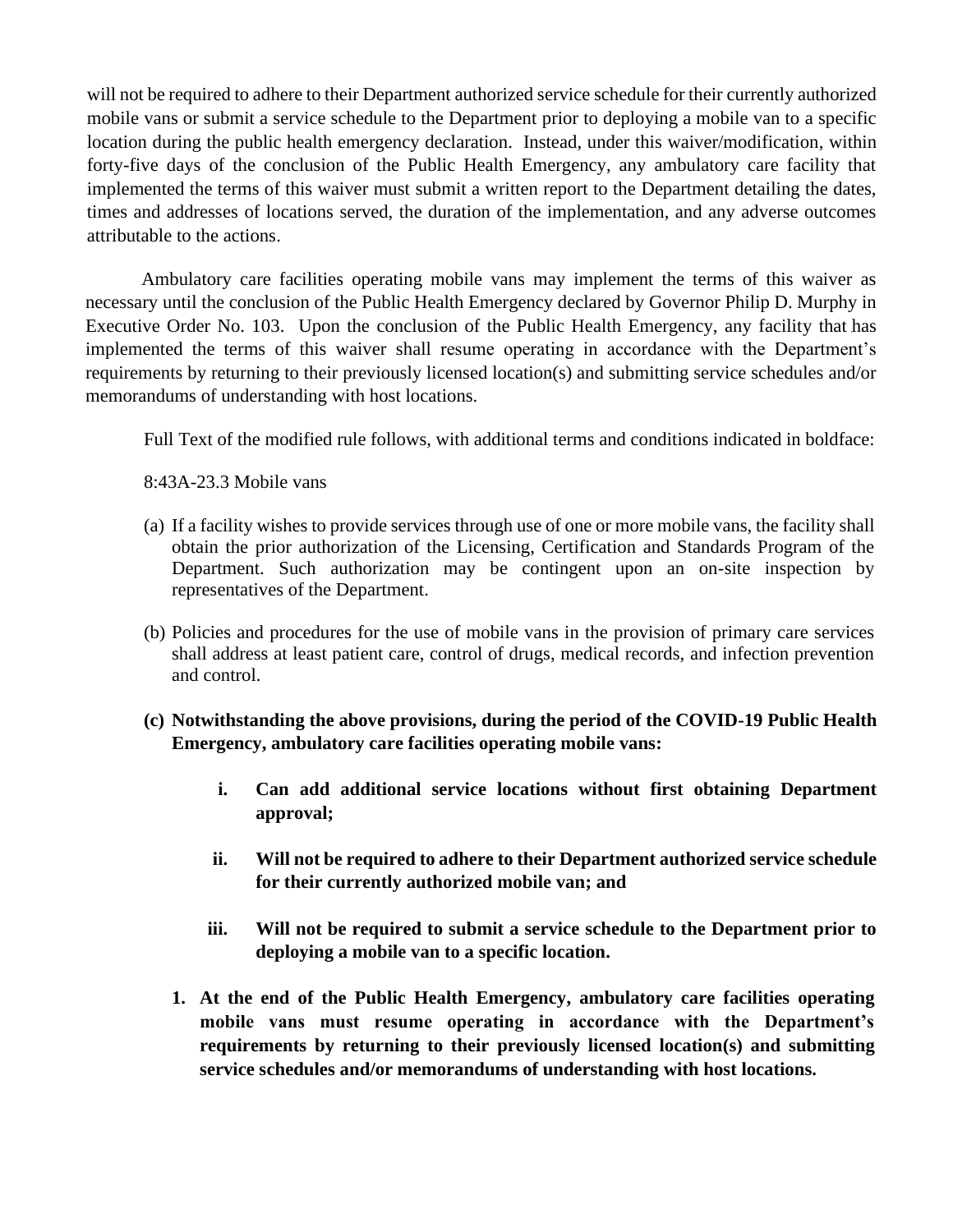will not be required to adhere to their Department authorized service schedule for their currently authorized mobile vans or submit a service schedule to the Department prior to deploying a mobile van to a specific location during the public health emergency declaration. Instead, under this waiver/modification, within forty-five days of the conclusion of the Public Health Emergency, any ambulatory care facility that implemented the terms of this waiver must submit a written report to the Department detailing the dates, times and addresses of locations served, the duration of the implementation, and any adverse outcomes attributable to the actions.

Ambulatory care facilities operating mobile vans may implement the terms of this waiver as necessary until the conclusion of the Public Health Emergency declared by Governor Philip D. Murphy in Executive Order No. 103. Upon the conclusion of the Public Health Emergency, any facility that has implemented the terms of this waiver shall resume operating in accordance with the Department's requirements by returning to their previously licensed location(s) and submitting service schedules and/or memorandums of understanding with host locations.

Full Text of the modified rule follows, with additional terms and conditions indicated in boldface:

8:43A-23.3 Mobile vans

(a) If a facility wishes to provide services through use of one or more mobile vans, the facility shall obtain the prior authorization of the Licensing, Certification and Standards Program of the Department. Such authorization may be contingent upon an on-site inspection by representatives of the Department.

(b) Policies and procedures for the use of mobile vans in the provision of primary care services shall address at least patient care, control of drugs, medical records, and infection prevention and control.

**(c) Notwithstanding the above provisions, during the period of the COVID-19 Public Health Emergency, ambulatory care facilities operating mobile vans:**

> **i. Can add additional service locations without first obtaining Department approval;**
>
> **ii. Will not be required to adhere to their Department authorized service schedule for their currently authorized mobile van; and**
>
> **iii. Will not be required to submit a service schedule to the Department prior to deploying a mobile van to a specific location.**

**1. At the end of the Public Health Emergency, ambulatory care facilities operating mobile vans must resume operating in accordance with the Department's requirements by returning to their previously licensed location(s) and submitting service schedules and/or memorandums of understanding with host locations.**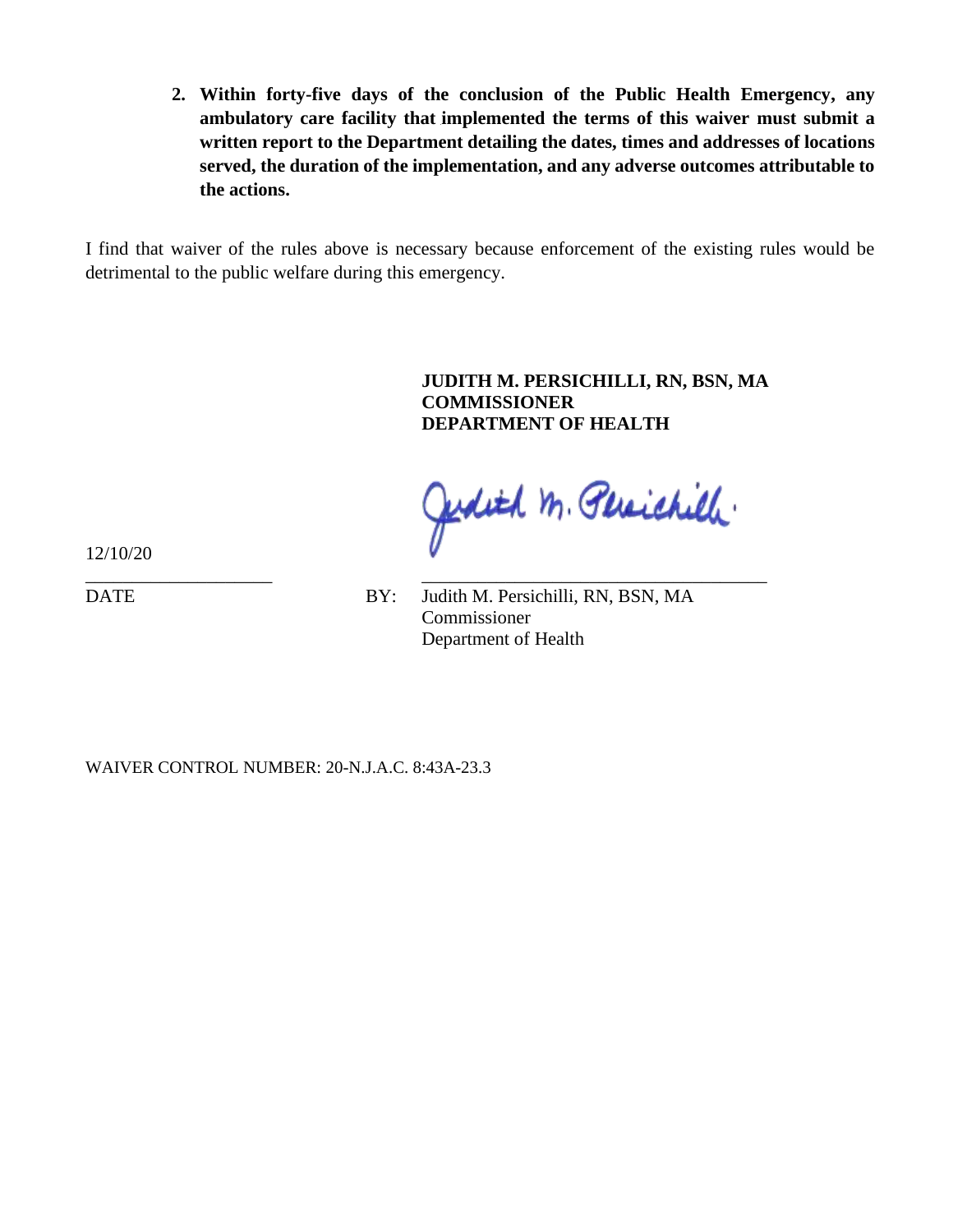2. **Within forty-five days of the conclusion of the Public Health Emergency, any ambulatory care facility that implemented the terms of this waiver must submit a written report to the Department detailing the dates, times and addresses of locations served, the duration of the implementation, and any adverse outcomes attributable to the actions.**

I find that waiver of the rules above is necessary because enforcement of the existing rules would be detrimental to the public welfare during this emergency.

**JUDITH M. PERSICHILLI, RN, BSN, MA**
**COMMISSIONER**
**DEPARTMENT OF HEALTH**

12/10/20
_____________________
DATE

BY: _____________________
Judith M. Persichilli, RN, BSN, MA
Commissioner
Department of Health

WAIVER CONTROL NUMBER: 20-N.J.A.C. 8:43A-23.3